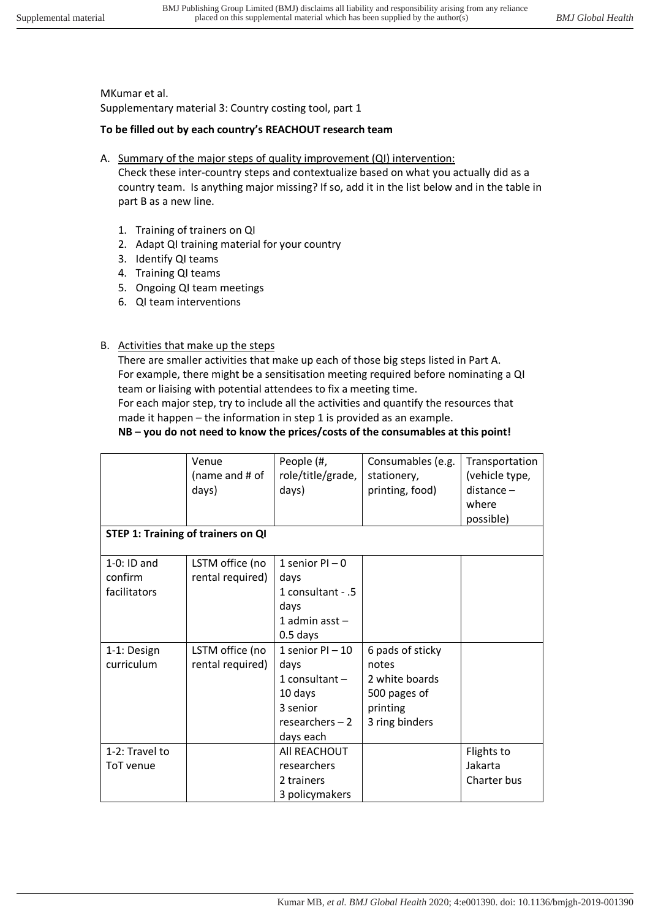MKumar et al.

Supplementary material 3: Country costing tool, part 1

**To be filled out by each country's REACHOUT research team**

A. Summary of the major steps of quality improvement (QI) intervention:
   Check these inter-country steps and contextualize based on what you actually did as a country team. Is anything major missing? If so, add it in the list below and in the table in part B as a new line.

   1. Training of trainers on QI
   2. Adapt QI training material for your country
   3. Identify QI teams
   4. Training QI teams
   5. Ongoing QI team meetings
   6. QI team interventions

B. Activities that make up the steps
   There are smaller activities that make up each of those big steps listed in Part A. For example, there might be a sensitisation meeting required before nominating a QI team or liaising with potential attendees to fix a meeting time.
   For each major step, try to include all the activities and quantify the resources that made it happen – the information in step 1 is provided as an example.
   **NB – you do not need to know the prices/costs of the consumables at this point!**

| | Venue (name and # of days) | People (#, role/title/grade, days) | Consumables (e.g. stationery, printing, food) | Transportation (vehicle type, distance – where possible) |
|---|---|---|---|---|
| **STEP 1: Training of trainers on QI** | | | | |
| 1-0: ID and confirm facilitators | LSTM office (no rental required) | 1 senior PI – 0 days<br>1 consultant - .5 days<br>1 admin asst – 0.5 days | | |
| 1-1: Design curriculum | LSTM office (no rental required) | 1 senior PI – 10 days<br>1 consultant – 10 days<br>3 senior researchers – 2 days each | 6 pads of sticky notes<br>2 white boards<br>500 pages of printing<br>3 ring binders | |
| 1-2: Travel to ToT venue | | All REACHOUT researchers<br>2 trainers<br>3 policymakers | | Flights to Jakarta<br>Charter bus |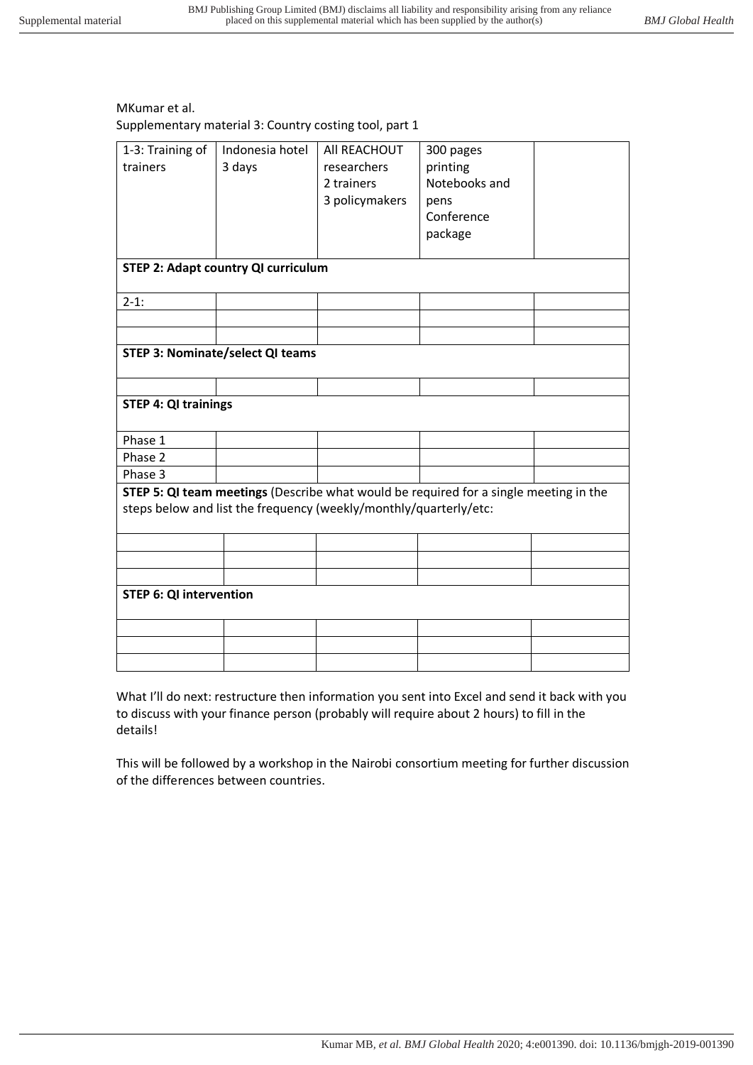MKumar et al.

Supplementary material 3: Country costing tool, part 1

| | | | | |
|---|---|---|---|---|
| 1-3: Training of trainers | Indonesia hotel<br>3 days | All REACHOUT researchers<br>2 trainers<br>3 policymakers | 300 pages printing<br>Notebooks and pens<br>Conference package | |
| **STEP 2: Adapt country QI curriculum** | | | | |
| 2-1: | | | | |
| | | | | |
| | | | | |
| **STEP 3: Nominate/select QI teams** | | | | |
| | | | | |
| **STEP 4: QI trainings** | | | | |
| Phase 1 | | | | |
| Phase 2 | | | | |
| Phase 3 | | | | |
| **STEP 5: QI team meetings** (Describe what would be required for a single meeting in the steps below and list the frequency (weekly/monthly/quarterly/etc: | | | | |
| | | | | |
| | | | | |
| | | | | |
| **STEP 6: QI intervention** | | | | |
| | | | | |
| | | | | |
| | | | | |

What I'll do next: restructure then information you sent into Excel and send it back with you to discuss with your finance person (probably will require about 2 hours) to fill in the details!

This will be followed by a workshop in the Nairobi consortium meeting for further discussion of the differences between countries.